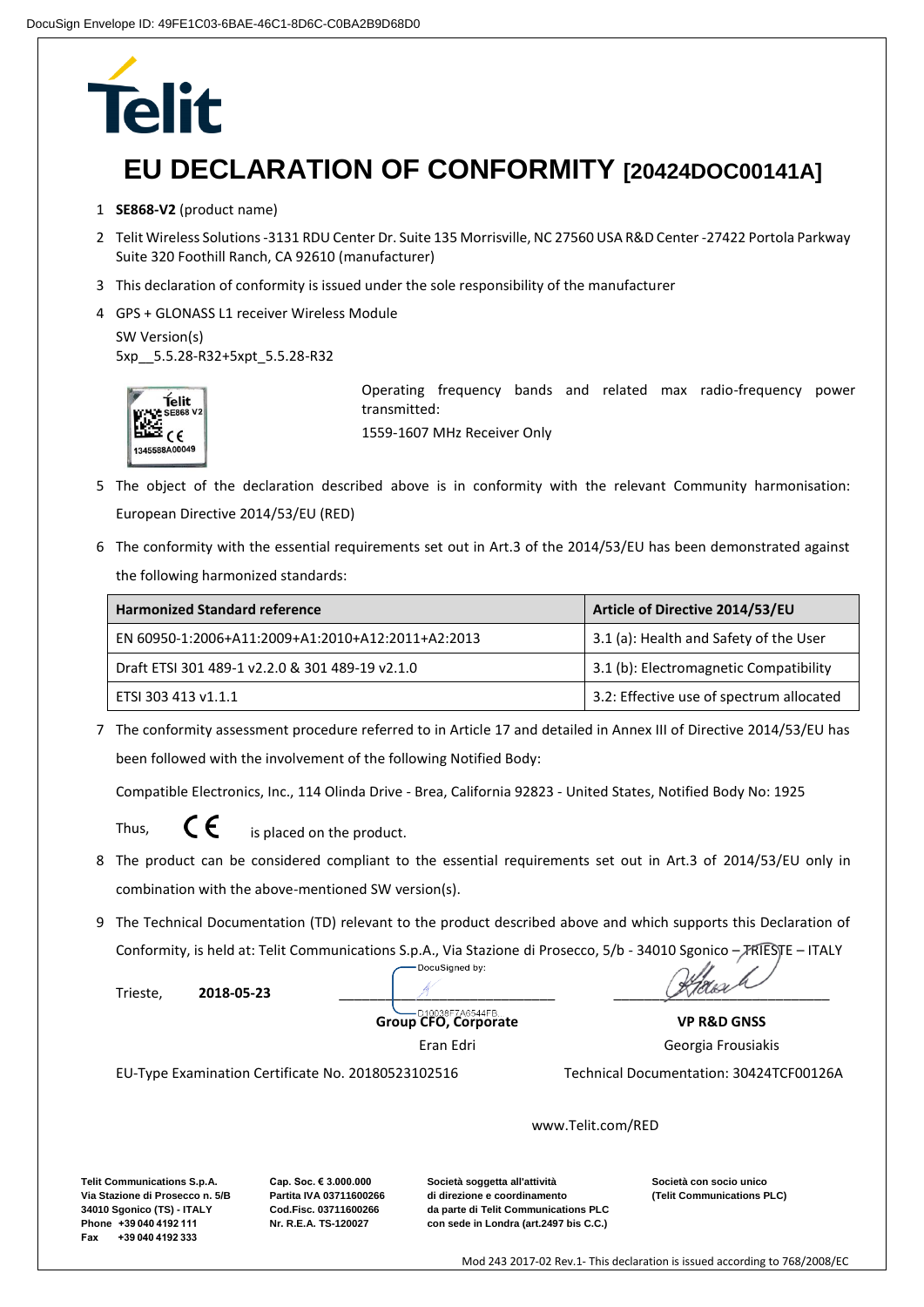DocuSign Envelope ID: 49FE1C03-6BAE-46C1-8D6C-C0BA2B9D68D0

Telit

# EU DECLARATION OF CONFORMITY [20424DOC00141A]

1. **SE868-V2** (product name)
2. Telit Wireless Solutions -3131 RDU Center Dr. Suite 135 Morrisville, NC 27560 USA R&D Center -27422 Portola Parkway Suite 320 Foothill Ranch, CA 92610 (manufacturer)
3. This declaration of conformity is issued under the sole responsibility of the manufacturer
4. GPS + GLONASS L1 receiver Wireless Module

   SW Version(s)
   5xp__5.5.28-R32+5xpt_5.5.28-R32

   Operating frequency bands and related max radio-frequency power transmitted:

   1559-1607 MHz Receiver Only

5. The object of the declaration described above is in conformity with the relevant Community harmonisation: European Directive 2014/53/EU (RED)
6. The conformity with the essential requirements set out in Art.3 of the 2014/53/EU has been demonstrated against the following harmonized standards:

| Harmonized Standard reference | Article of Directive 2014/53/EU |
|---|---|
| EN 60950-1:2006+A11:2009+A1:2010+A12:2011+A2:2013 | 3.1 (a): Health and Safety of the User |
| Draft ETSI 301 489-1 v2.2.0 & 301 489-19 v2.1.0 | 3.1 (b): Electromagnetic Compatibility |
| ETSI 303 413 v1.1.1 | 3.2: Effective use of spectrum allocated |

7. The conformity assessment procedure referred to in Article 17 and detailed in Annex III of Directive 2014/53/EU has been followed with the involvement of the following Notified Body:

   Compatible Electronics, Inc., 114 Olinda Drive - Brea, California 92823 - United States, Notified Body No: 1925

   Thus, CE is placed on the product.

8. The product can be considered compliant to the essential requirements set out in Art.3 of 2014/53/EU only in combination with the above-mentioned SW version(s).
9. The Technical Documentation (TD) relevant to the product described above and which supports this Declaration of Conformity, is held at: Telit Communications S.p.A., Via Stazione di Prosecco, 5/b - 34010 Sgonico – TRIESTE – ITALY

Trieste, **2018-05-23**

DocuSigned by:
D10038F7A6544FB...

| **Group CFO, Corporate** | **VP R&D GNSS** |
|---|---|
| Eran Edri | Georgia Frousiakis |

EU-Type Examination Certificate No. 20180523102516

Technical Documentation: 30424TCF00126A

www.Telit.com/RED

**Telit Communications S.p.A.**
**Via Stazione di Prosecco n. 5/B**
**34010 Sgonico (TS) - ITALY**
**Phone +39 040 4192 111**
**Fax +39 040 4192 333**

**Cap. Soc. € 3.000.000**
**Partita IVA 03711600266**
**Cod.Fisc. 03711600266**
**Nr. R.E.A. TS-120027**

**Società soggetta all'attività**
**di direzione e coordinamento**
**da parte di Telit Communications PLC**
**con sede in Londra (art.2497 bis C.C.)**

**Società con socio unico**
**(Telit Communications PLC)**

Mod 243 2017-02 Rev.1- This declaration is issued according to 768/2008/EC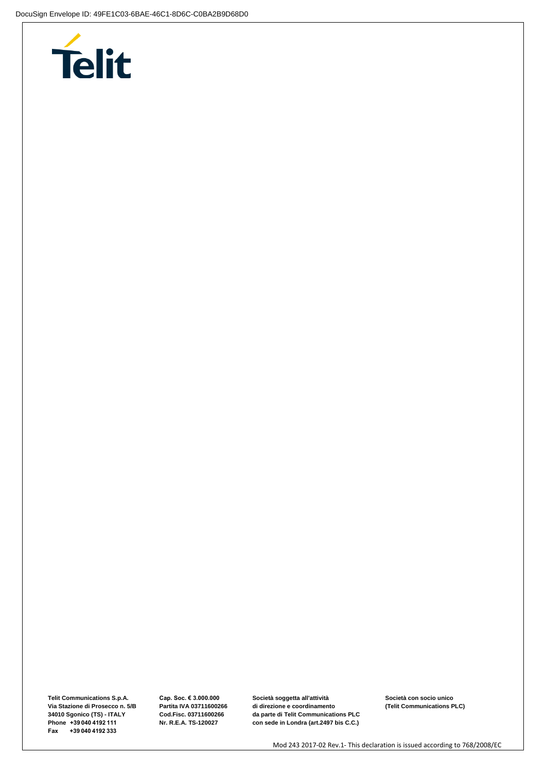DocuSign Envelope ID: 49FE1C03-6BAE-46C1-8D6C-C0BA2B9D68D0

Telit

**Telit Communications S.p.A.**
**Via Stazione di Prosecco n. 5/B**
**34010 Sgonico (TS) - ITALY**
**Phone +39 040 4192 111**
**Fax +39 040 4192 333**

**Cap. Soc. € 3.000.000**
**Partita IVA 03711600266**
**Cod.Fisc. 03711600266**
**Nr. R.E.A. TS-120027**

**Società soggetta all'attività**
**di direzione e coordinamento**
**da parte di Telit Communications PLC**
**con sede in Londra (art.2497 bis C.C.)**

**Società con socio unico**
**(Telit Communications PLC)**

Mod 243 2017-02 Rev.1- This declaration is issued according to 768/2008/EC